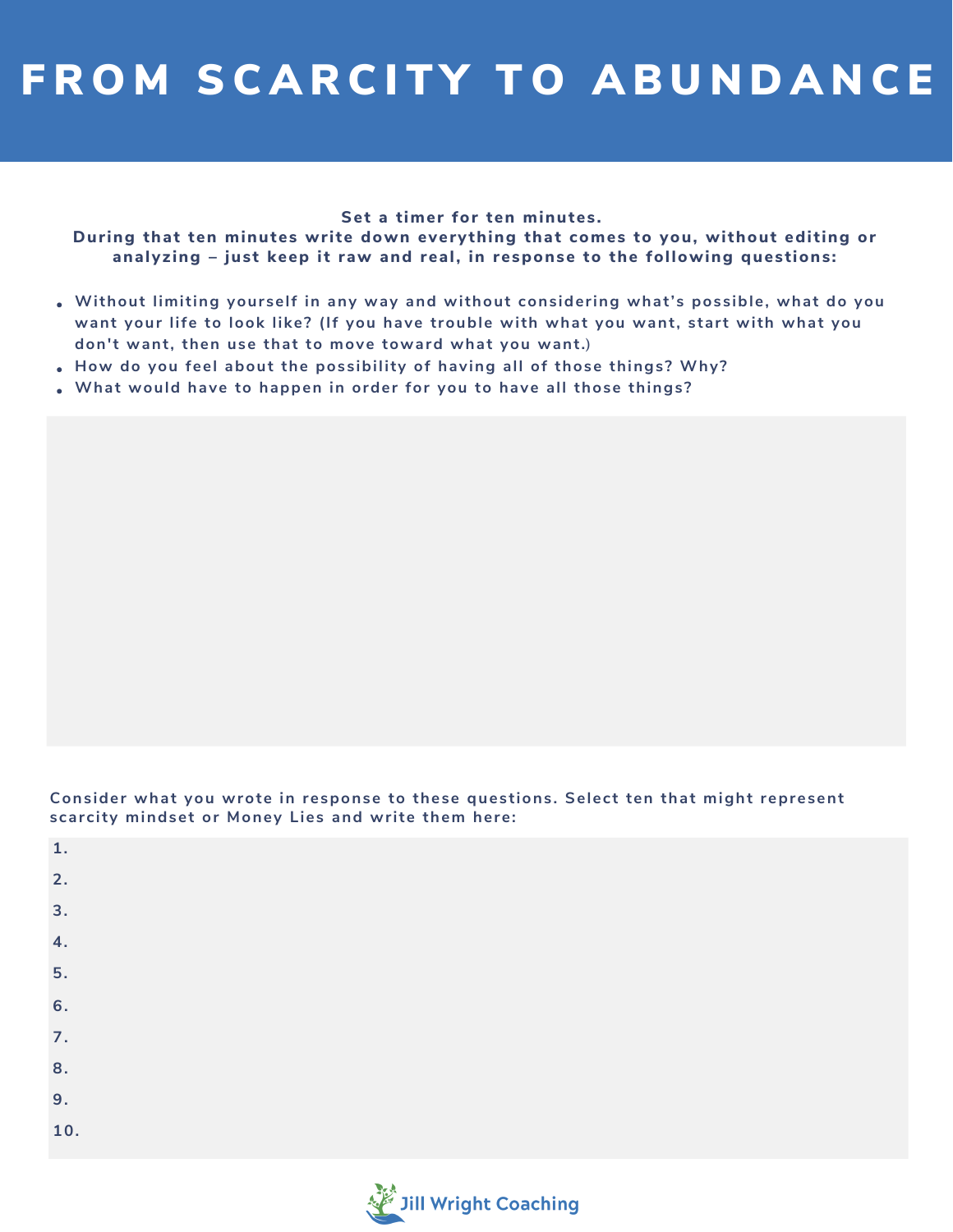# FROM SCARCITY TO ABUNDANCE

**Set a timer for ten minutes.**
**During that ten minutes write down everything that comes to you, without editing or analyzing – just keep it raw and real, in response to the following questions:**

- **Without limiting yourself in any way and without considering what's possible, what do you want your life to look like? (If you have trouble with what you want, start with what you don't want, then use that to move toward what you want.)**
- **How do you feel about the possibility of having all of those things? Why?**
- **What would have to happen in order for you to have all those things?**

**Consider what you wrote in response to these questions. Select ten that might represent scarcity mindset or Money Lies and write them here:**

1.
2.
3.
4.
5.
6.
7.
8.
9.
10.

Jill Wright Coaching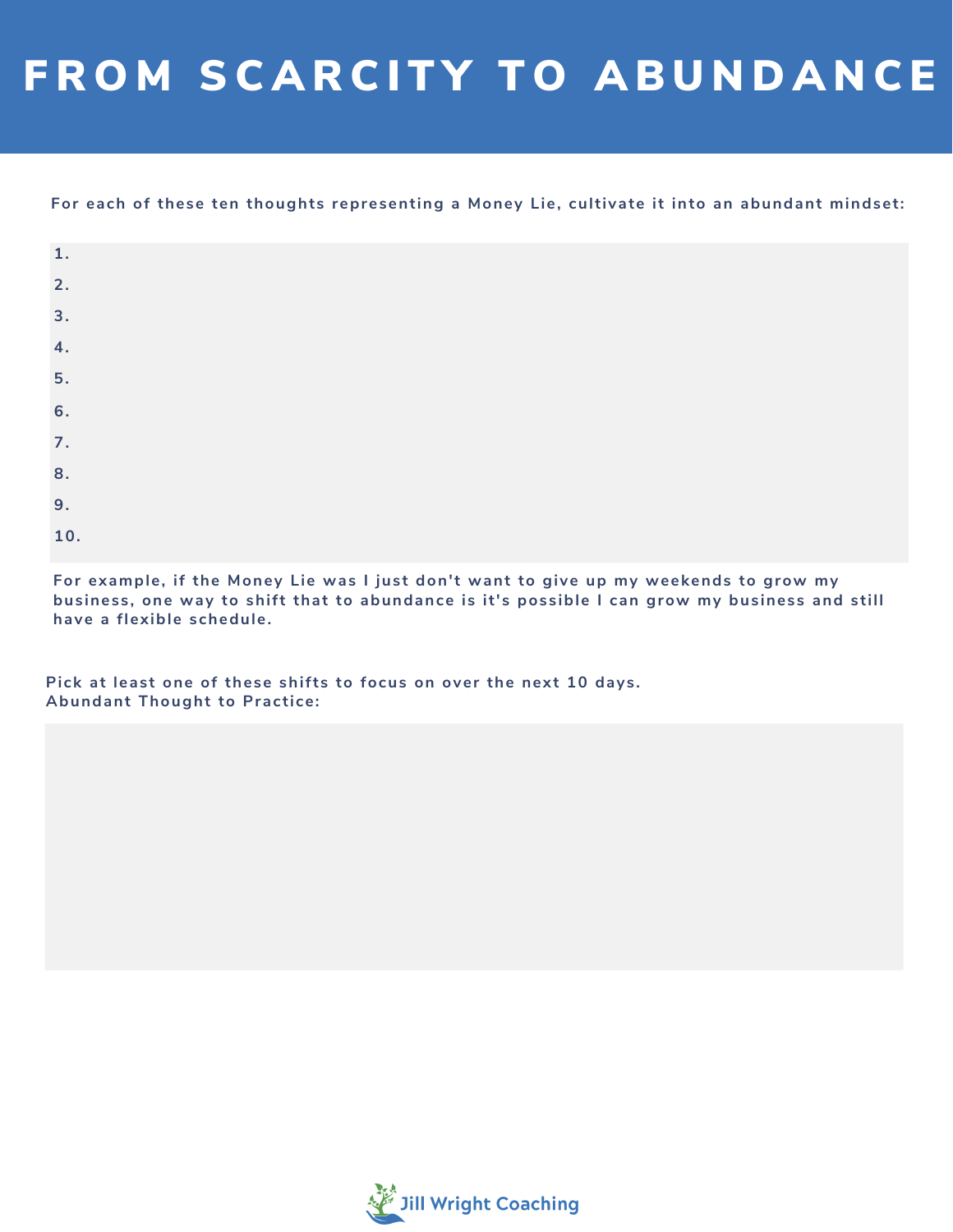# FROM SCARCITY TO ABUNDANCE

**For each of these ten thoughts representing a Money Lie, cultivate it into an abundant mindset:**

1.
2.
3.
4.
5.
6.
7.
8.
9.
10.

**For example, if the Money Lie was I just don't want to give up my weekends to grow my business, one way to shift that to abundance is it's possible I can grow my business and still have a flexible schedule.**

**Pick at least one of these shifts to focus on over the next 10 days.**
**Abundant Thought to Practice:**

Jill Wright Coaching